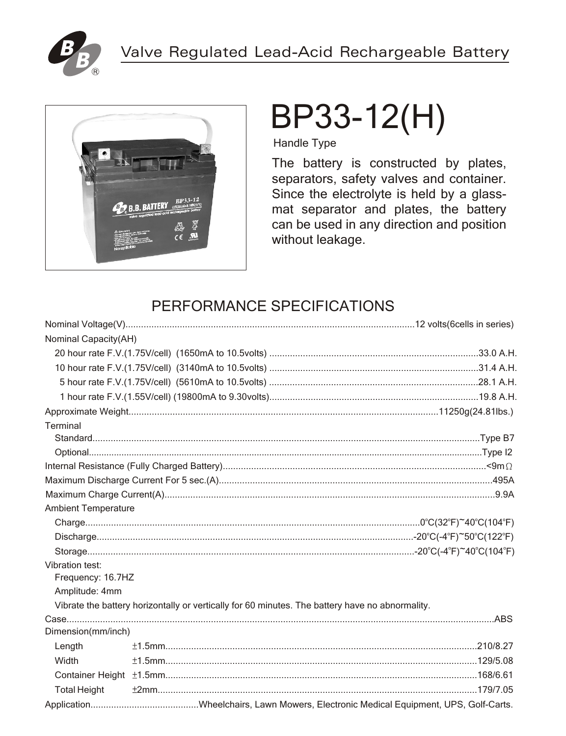Valve Regulated Lead-Acid Rechargeable Battery

# BP33-12(H)

Handle Type

The battery is constructed by plates, separators, safety valves and container. Since the electrolyte is held by a glass-mat separator and plates, the battery can be used in any direction and position without leakage.

## PERFORMANCE SPECIFICATIONS

Nominal Voltage(V)....................12 volts(6cells in series)

Nominal Capacity(AH)

- 20 hour rate F.V.(1.75V/cell) (1650mA to 10.5volts) ....................33.0 A.H.
- 10 hour rate F.V.(1.75V/cell) (3140mA to 10.5volts) ....................31.4 A.H.
- 5 hour rate F.V.(1.75V/cell) (5610mA to 10.5volts) ....................28.1 A.H.
- 1 hour rate F.V.(1.55V/cell) (19800mA to 9.30volts)....................19.8 A.H.

Approximate Weight....................11250g(24.81lbs.)

Terminal

- Standard....................Type B7
- Optional....................Type I2

Internal Resistance (Fully Charged Battery)....................<9mΩ

Maximum Discharge Current For 5 sec.(A)....................495A

Maximum Charge Current(A)....................9.9A

Ambient Temperature

- Charge....................0°C(32°F)~40°C(104°F)
- Discharge....................-20°C(-4°F)~50°C(122°F)
- Storage....................-20°C(-4°F)~40°C(104°F)

Vibration test:

- Frequency: 16.7HZ
- Amplitude: 4mm
- Vibrate the battery horizontally or vertically for 60 minutes. The battery have no abnormality.

Case....................ABS

Dimension(mm/inch)

| | | |
|---|---|---|
| Length | ±1.5mm | 210/8.27 |
| Width | ±1.5mm | 129/5.08 |
| Container Height | ±1.5mm | 168/6.61 |
| Total Height | ±2mm | 179/7.05 |

Application....................Wheelchairs, Lawn Mowers, Electronic Medical Equipment, UPS, Golf-Carts.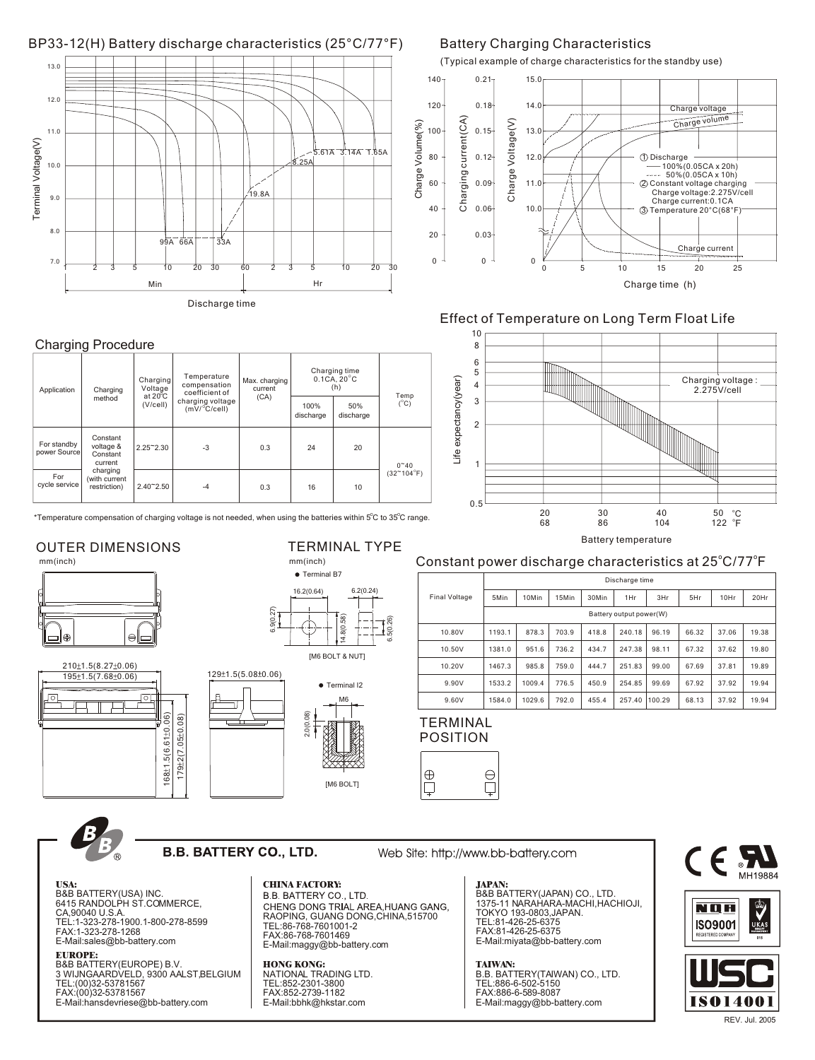## BP33-12(H) Battery discharge characteristics (25°C/77°F)

Terminal Voltage(V)

13.0
12.0
11.0
10.0
9.0
8.0
7.0

99A 66A 33A 19.8A 8.25A 5.61A 3.14A 1.65A

1 2 3 5 10 20 30 60 2 3 5 10 20 30

Min Hr

Discharge time

## Battery Charging Characteristics

(Typical example of charge characteristics for the standby use)

Charge Volume(%) Charging current(CA) Charge Voltage(V)

140 0.21 15.0
120 0.18 14.0
100 0.15 13.0
80 0.12 12.0
60 0.09 11.0
40 0.06 10.0
20 0.03
0 0 0

Charge voltage
Charge volume
Charge current

① Discharge
—— 100%(0.05CA x 20h)
----- 50%(0.05CA x 10h)
② Constant voltage charging
Charge voltage:2.275V/cell
Charge current:0.1CA
③ Temperature 20°C(68°F)

0 5 10 15 20 25

Charge time (h)

## Effect of Temperature on Long Term Float Life

Life expectancy(year)

10 8 6 5 4 3 2 1 0.5

Charging voltage : 2.275V/cell

20 30 40 50 °C
68 86 104 122 °F

Battery temperature

## Charging Procedure

| Application | Charging method | Charging Voltage at 20°C (V/cell) | Temperature compensation coefficient of charging voltage (mV/°C/cell) | Max. charging current (CA) | Charging time 0.1CA, 20°C (h) | | Temp (°C) |
|---|---|---|---|---|---|---|---|
| | | | | | 100% discharge | 50% discharge | |
| For standby power Source | Constant voltage & Constant current charging (with current restriction) | 2.25~2.30 | -3 | 0.3 | 24 | 20 | 0~40 (32~104°F) |
| For cycle service | | 2.40~2.50 | -4 | 0.3 | 16 | 10 | |

*Temperature compensation of charging voltage is not needed, when using the batteries within 5°C to 35°C range.

## Constant power discharge characteristics at 25°C/77°F

| Final Voltage | Discharge time | | | | | | | | |
|---|---|---|---|---|---|---|---|---|---|
| | 5Min | 10Min | 15Min | 30Min | 1Hr | 3Hr | 5Hr | 10Hr | 20Hr |
| | Battery output power(W) | | | | | | | | |
| 10.80V | 1193.1 | 878.3 | 703.9 | 418.8 | 240.18 | 96.19 | 66.32 | 37.06 | 19.38 |
| 10.50V | 1381.0 | 951.6 | 736.2 | 434.7 | 247.38 | 98.11 | 67.32 | 37.62 | 19.80 |
| 10.20V | 1467.3 | 985.8 | 759.0 | 444.7 | 251.83 | 99.00 | 67.69 | 37.81 | 19.89 |
| 9.90V | 1533.2 | 1009.4 | 776.5 | 450.9 | 254.85 | 99.69 | 67.92 | 37.92 | 19.94 |
| 9.60V | 1584.0 | 1029.6 | 792.0 | 455.4 | 257.40 | 100.29 | 68.13 | 37.92 | 19.94 |

## OUTER DIMENSIONS

mm(inch)

210±1.5(8.27±0.06)
195±1.5(7.68±0.06)
168±1.5(6.61±0.06)
179±2(7.05±0.08)
129±1.5(5.08±0.06)

## TERMINAL TYPE

mm(inch)

● Terminal B7

16.2(0.64) 6.2(0.24) 6.9(0.27) 14.8(0.58) 6.5(0.26)

[M6 BOLT & NUT]

● Terminal I2

M6 2.0(0.08)

[M6 BOLT]

## TERMINAL POSITION

**B.B. BATTERY CO., LTD.** Web Site: http://www.bb-battery.com

**USA:**
B&B BATTERY(USA) INC.
6415 RANDOLPH ST.COMMERCE,
CA,90040 U.S.A.
TEL:1-323-278-1900.1-800-278-8599
FAX:1-323-278-1268
E-Mail:sales@bb-battery.com

**EUROPE:**
B&B BATTERY(EUROPE) B.V.
3 WIJNGAARDVELD, 9300 AALST,BELGIUM
TEL:(00)32-53781567
FAX:(00)32-53781567
E-Mail:hansdevriese@bb-battery.com

**CHINA FACTORY:**
B.B. BATTERY CO., LTD.
CHENG DONG TRIAL AREA,HUANG GANG,
RAOPING, GUANG DONG,CHINA,515700
TEL:86-768-7601001-2
FAX:86-768-7601469
E-Mail:maggy@bb-battery.com

**HONG KONG:**
NATIONAL TRADING LTD.
TEL:852-2301-3800
FAX:852-2739-1182
E-Mail:bbhk@hkstar.com

**JAPAN:**
B&B BATTERY(JAPAN) CO., LTD.
1375-11 NARAHARA-MACHI,HACHIOJI,
TOKYO 193-0803,JAPAN.
TEL:81-426-25-6375
FAX:81-426-25-6375
E-Mail:miyata@bb-battery.com

**TAIWAN:**
B.B. BATTERY(TAIWAN) CO., LTD.
TEL:886-6-502-5150
FAX:886-6-589-8087
E-Mail:maggy@bb-battery.com

MH19884

ISO9001

ISO14001

REV. Jul. 2005